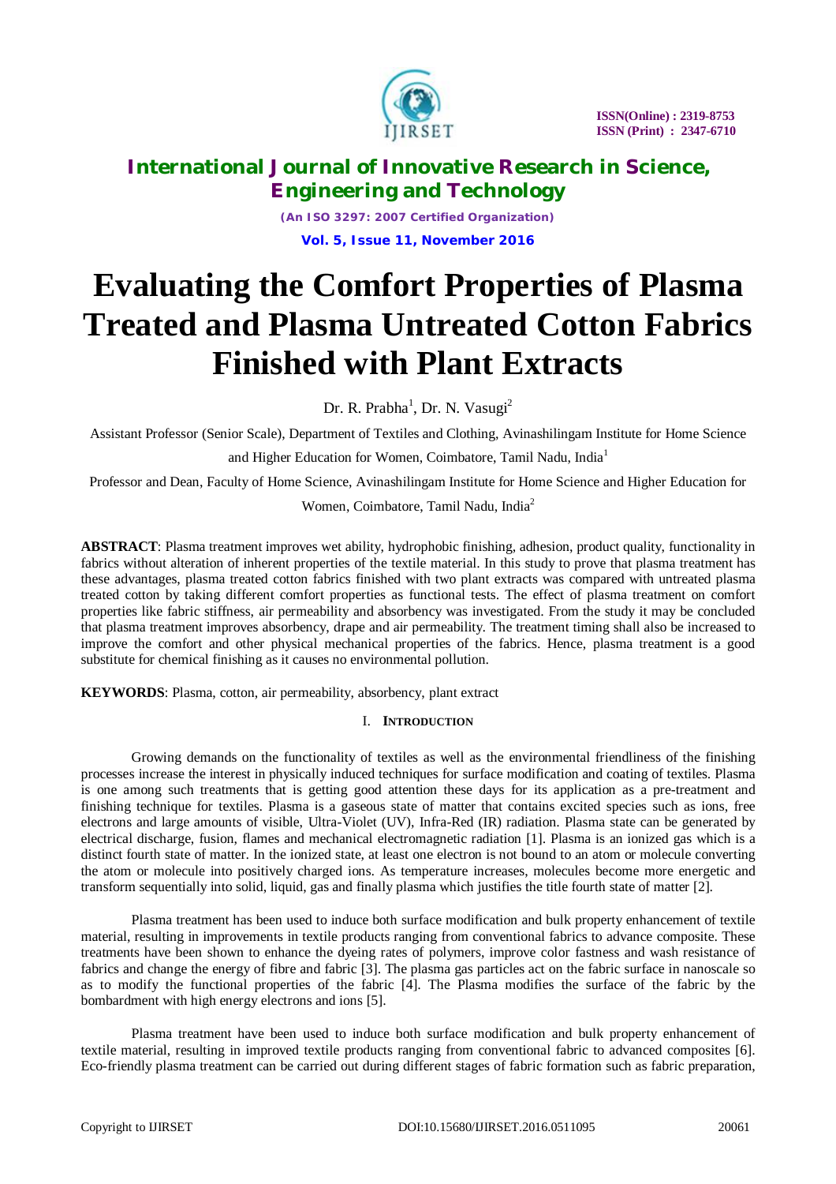# Evaluating the Comfort Properties of Plasma Treated and Plasma Untreated Cotton Fabrics Finished with Plant Extracts

Dr. R. Prabha[1], Dr. N. Vasugi[2]

Assistant Professor (Senior Scale), Department of Textiles and Clothing, Avinashilingam Institute for Home Science and Higher Education for Women, Coimbatore, Tamil Nadu, India[1]

Professor and Dean, Faculty of Home Science, Avinashilingam Institute for Home Science and Higher Education for Women, Coimbatore, Tamil Nadu, India[2]

**ABSTRACT**: Plasma treatment improves wet ability, hydrophobic finishing, adhesion, product quality, functionality in fabrics without alteration of inherent properties of the textile material. In this study to prove that plasma treatment has these advantages, plasma treated cotton fabrics finished with two plant extracts was compared with untreated plasma treated cotton by taking different comfort properties as functional tests. The effect of plasma treatment on comfort properties like fabric stiffness, air permeability and absorbency was investigated. From the study it may be concluded that plasma treatment improves absorbency, drape and air permeability. The treatment timing shall also be increased to improve the comfort and other physical mechanical properties of the fabrics. Hence, plasma treatment is a good substitute for chemical finishing as it causes no environmental pollution.

**KEYWORDS**: Plasma, cotton, air permeability, absorbency, plant extract

## I. INTRODUCTION

Growing demands on the functionality of textiles as well as the environmental friendliness of the finishing processes increase the interest in physically induced techniques for surface modification and coating of textiles. Plasma is one among such treatments that is getting good attention these days for its application as a pre-treatment and finishing technique for textiles. Plasma is a gaseous state of matter that contains excited species such as ions, free electrons and large amounts of visible, Ultra-Violet (UV), Infra-Red (IR) radiation. Plasma state can be generated by electrical discharge, fusion, flames and mechanical electromagnetic radiation [1]. Plasma is an ionized gas which is a distinct fourth state of matter. In the ionized state, at least one electron is not bound to an atom or molecule converting the atom or molecule into positively charged ions. As temperature increases, molecules become more energetic and transform sequentially into solid, liquid, gas and finally plasma which justifies the title fourth state of matter [2].

Plasma treatment has been used to induce both surface modification and bulk property enhancement of textile material, resulting in improvements in textile products ranging from conventional fabrics to advance composite. These treatments have been shown to enhance the dyeing rates of polymers, improve color fastness and wash resistance of fabrics and change the energy of fibre and fabric [3]. The plasma gas particles act on the fabric surface in nanoscale so as to modify the functional properties of the fabric [4]. The Plasma modifies the surface of the fabric by the bombardment with high energy electrons and ions [5].

Plasma treatment have been used to induce both surface modification and bulk property enhancement of textile material, resulting in improved textile products ranging from conventional fabric to advanced composites [6]. Eco-friendly plasma treatment can be carried out during different stages of fabric formation such as fabric preparation,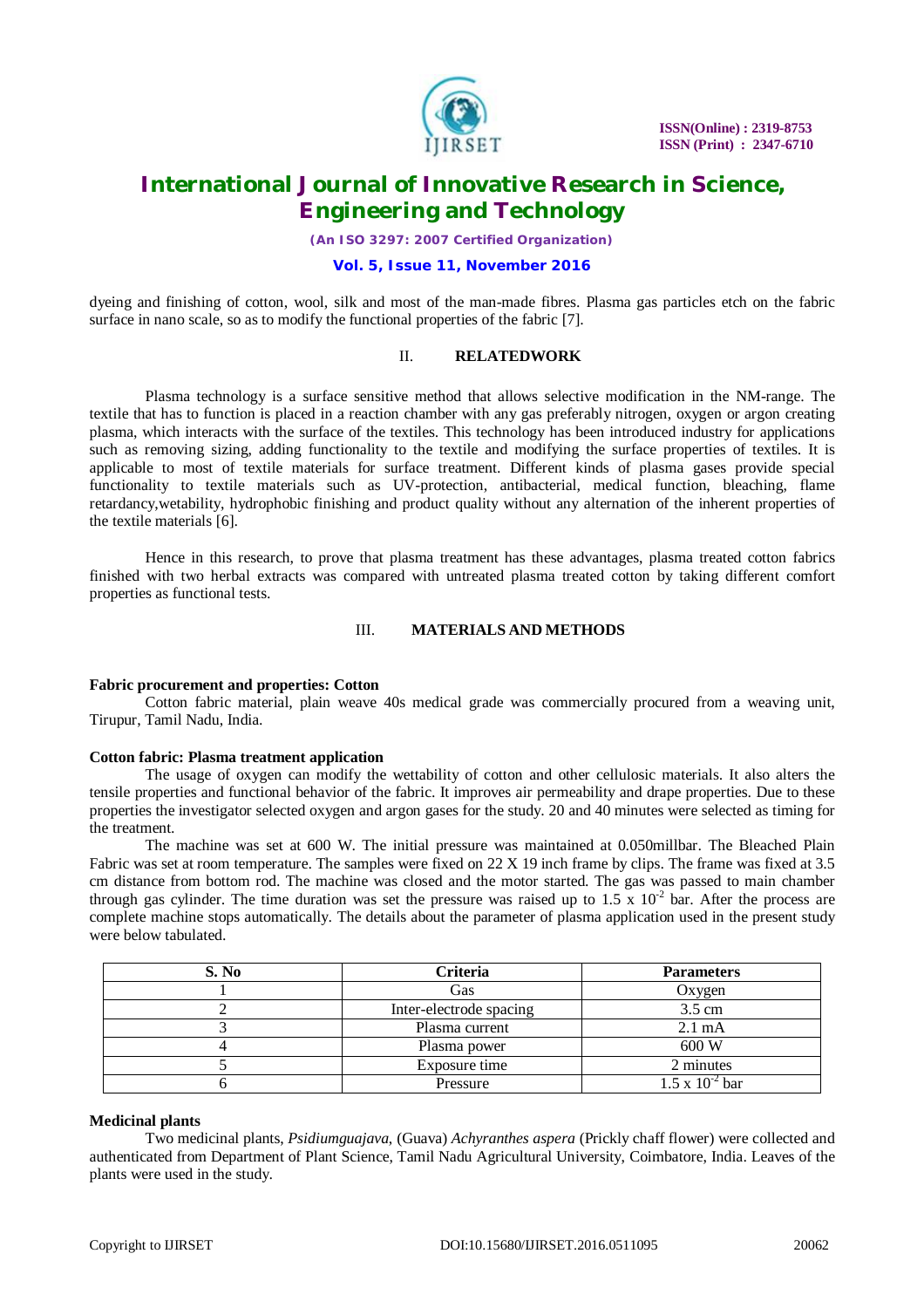dyeing and finishing of cotton, wool, silk and most of the man-made fibres. Plasma gas particles etch on the fabric surface in nano scale, so as to modify the functional properties of the fabric [7].

## II. RELATEDWORK

Plasma technology is a surface sensitive method that allows selective modification in the NM-range. The textile that has to function is placed in a reaction chamber with any gas preferably nitrogen, oxygen or argon creating plasma, which interacts with the surface of the textiles. This technology has been introduced industry for applications such as removing sizing, adding functionality to the textile and modifying the surface properties of textiles. It is applicable to most of textile materials for surface treatment. Different kinds of plasma gases provide special functionality to textile materials such as UV-protection, antibacterial, medical function, bleaching, flame retardancy,wetability, hydrophobic finishing and product quality without any alternation of the inherent properties of the textile materials [6].

Hence in this research, to prove that plasma treatment has these advantages, plasma treated cotton fabrics finished with two herbal extracts was compared with untreated plasma treated cotton by taking different comfort properties as functional tests.

## III. MATERIALS AND METHODS

**Fabric procurement and properties: Cotton**

Cotton fabric material, plain weave 40s medical grade was commercially procured from a weaving unit, Tirupur, Tamil Nadu, India.

**Cotton fabric: Plasma treatment application**

The usage of oxygen can modify the wettability of cotton and other cellulosic materials. It also alters the tensile properties and functional behavior of the fabric. It improves air permeability and drape properties. Due to these properties the investigator selected oxygen and argon gases for the study. 20 and 40 minutes were selected as timing for the treatment.

The machine was set at 600 W. The initial pressure was maintained at 0.050millbar. The Bleached Plain Fabric was set at room temperature. The samples were fixed on 22 X 19 inch frame by clips. The frame was fixed at 3.5 cm distance from bottom rod. The machine was closed and the motor started. The gas was passed to main chamber through gas cylinder. The time duration was set the pressure was raised up to $1.5 \times 10^{-2}$ bar. After the process are complete machine stops automatically. The details about the parameter of plasma application used in the present study were below tabulated.

| S. No | Criteria | Parameters |
|---|---|---|
| 1 | Gas | Oxygen |
| 2 | Inter-electrode spacing | 3.5 cm |
| 3 | Plasma current | 2.1 mA |
| 4 | Plasma power | 600 W |
| 5 | Exposure time | 2 minutes |
| 6 | Pressure | $1.5 \times 10^{-2}$ bar |

**Medicinal plants**

Two medicinal plants, *Psidiumguajava*, (Guava) *Achyranthes aspera* (Prickly chaff flower) were collected and authenticated from Department of Plant Science, Tamil Nadu Agricultural University, Coimbatore, India. Leaves of the plants were used in the study.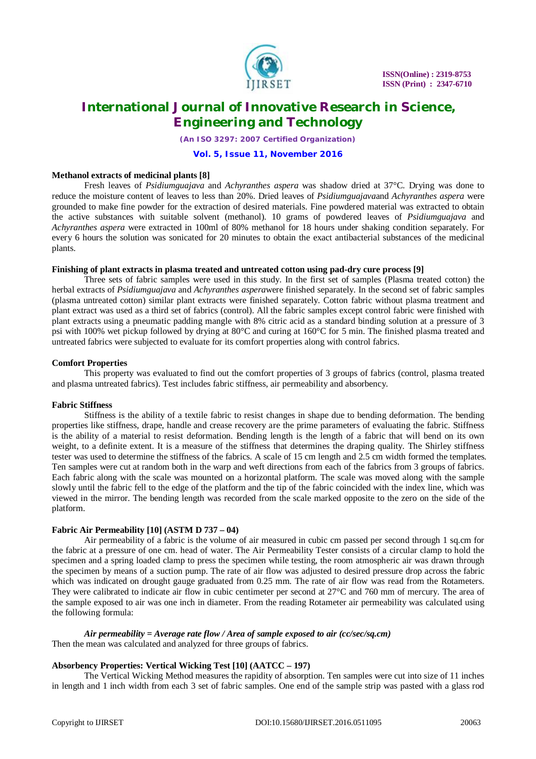**Methanol extracts of medicinal plants [8]**

Fresh leaves of *Psidiumguajava* and *Achyranthes aspera* was shadow dried at 37°C. Drying was done to reduce the moisture content of leaves to less than 20%. Dried leaves of *Psidiumguajava*and *Achyranthes aspera* were grounded to make fine powder for the extraction of desired materials. Fine powdered material was extracted to obtain the active substances with suitable solvent (methanol). 10 grams of powdered leaves of *Psidiumguajava* and *Achyranthes aspera* were extracted in 100ml of 80% methanol for 18 hours under shaking condition separately. For every 6 hours the solution was sonicated for 20 minutes to obtain the exact antibacterial substances of the medicinal plants.

**Finishing of plant extracts in plasma treated and untreated cotton using pad-dry cure process [9]**

Three sets of fabric samples were used in this study. In the first set of samples (Plasma treated cotton) the herbal extracts of *Psidiumguajava* and *Achyranthes aspera*were finished separately. In the second set of fabric samples (plasma untreated cotton) similar plant extracts were finished separately. Cotton fabric without plasma treatment and plant extract was used as a third set of fabrics (control). All the fabric samples except control fabric were finished with plant extracts using a pneumatic padding mangle with 8% citric acid as a standard binding solution at a pressure of 3 psi with 100% wet pickup followed by drying at 80°C and curing at 160°C for 5 min. The finished plasma treated and untreated fabrics were subjected to evaluate for its comfort properties along with control fabrics.

**Comfort Properties**

This property was evaluated to find out the comfort properties of 3 groups of fabrics (control, plasma treated and plasma untreated fabrics). Test includes fabric stiffness, air permeability and absorbency.

**Fabric Stiffness**

Stiffness is the ability of a textile fabric to resist changes in shape due to bending deformation. The bending properties like stiffness, drape, handle and crease recovery are the prime parameters of evaluating the fabric. Stiffness is the ability of a material to resist deformation. Bending length is the length of a fabric that will bend on its own weight, to a definite extent. It is a measure of the stiffness that determines the draping quality. The Shirley stiffness tester was used to determine the stiffness of the fabrics. A scale of 15 cm length and 2.5 cm width formed the templates. Ten samples were cut at random both in the warp and weft directions from each of the fabrics from 3 groups of fabrics. Each fabric along with the scale was mounted on a horizontal platform. The scale was moved along with the sample slowly until the fabric fell to the edge of the platform and the tip of the fabric coincided with the index line, which was viewed in the mirror. The bending length was recorded from the scale marked opposite to the zero on the side of the platform.

**Fabric Air Permeability [10] (ASTM D 737 – 04)**

Air permeability of a fabric is the volume of air measured in cubic cm passed per second through 1 sq.cm for the fabric at a pressure of one cm. head of water. The Air Permeability Tester consists of a circular clamp to hold the specimen and a spring loaded clamp to press the specimen while testing, the room atmospheric air was drawn through the specimen by means of a suction pump. The rate of air flow was adjusted to desired pressure drop across the fabric which was indicated on drought gauge graduated from 0.25 mm. The rate of air flow was read from the Rotameters. They were calibrated to indicate air flow in cubic centimeter per second at 27°C and 760 mm of mercury. The area of the sample exposed to air was one inch in diameter. From the reading Rotameter air permeability was calculated using the following formula:

***Air permeability = Average rate flow / Area of sample exposed to air (cc/sec/sq.cm)***

Then the mean was calculated and analyzed for three groups of fabrics.

**Absorbency Properties: Vertical Wicking Test [10] (AATCC – 197)**

The Vertical Wicking Method measures the rapidity of absorption. Ten samples were cut into size of 11 inches in length and 1 inch width from each 3 set of fabric samples. One end of the sample strip was pasted with a glass rod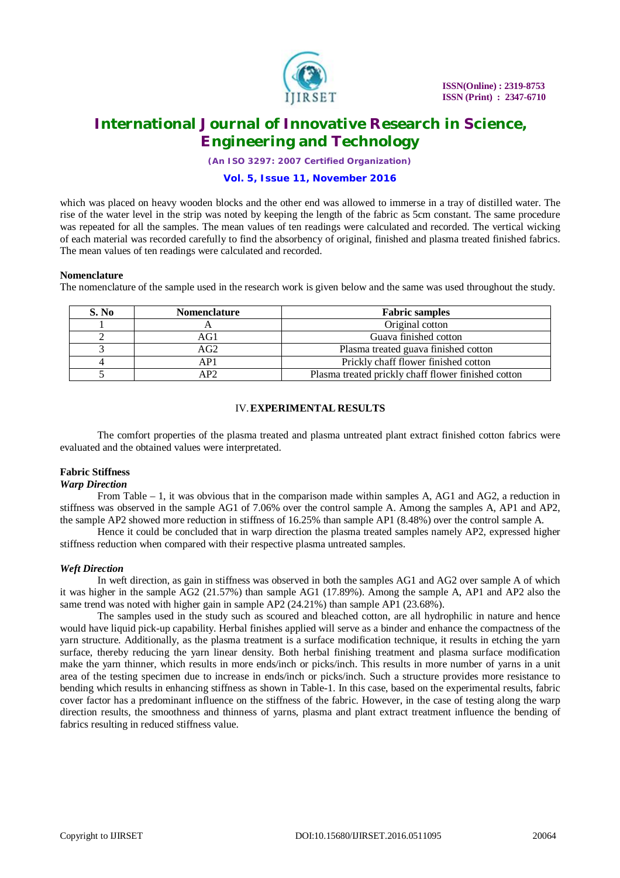which was placed on heavy wooden blocks and the other end was allowed to immerse in a tray of distilled water. The rise of the water level in the strip was noted by keeping the length of the fabric as 5cm constant. The same procedure was repeated for all the samples. The mean values of ten readings were calculated and recorded. The vertical wicking of each material was recorded carefully to find the absorbency of original, finished and plasma treated finished fabrics. The mean values of ten readings were calculated and recorded.

**Nomenclature**

The nomenclature of the sample used in the research work is given below and the same was used throughout the study.

| S. No | Nomenclature | Fabric samples |
|---|---|---|
| 1 | A | Original cotton |
| 2 | AG1 | Guava finished cotton |
| 3 | AG2 | Plasma treated guava finished cotton |
| 4 | AP1 | Prickly chaff flower finished cotton |
| 5 | AP2 | Plasma treated prickly chaff flower finished cotton |

## IV. EXPERIMENTAL RESULTS

The comfort properties of the plasma treated and plasma untreated plant extract finished cotton fabrics were evaluated and the obtained values were interpretated.

### Fabric Stiffness

***Warp Direction***

From Table – 1, it was obvious that in the comparison made within samples A, AG1 and AG2, a reduction in stiffness was observed in the sample AG1 of 7.06% over the control sample A. Among the samples A, AP1 and AP2, the sample AP2 showed more reduction in stiffness of 16.25% than sample AP1 (8.48%) over the control sample A.

Hence it could be concluded that in warp direction the plasma treated samples namely AP2, expressed higher stiffness reduction when compared with their respective plasma untreated samples.

***Weft Direction***

In weft direction, as gain in stiffness was observed in both the samples AG1 and AG2 over sample A of which it was higher in the sample AG2 (21.57%) than sample AG1 (17.89%). Among the sample A, AP1 and AP2 also the same trend was noted with higher gain in sample AP2 (24.21%) than sample AP1 (23.68%).

The samples used in the study such as scoured and bleached cotton, are all hydrophilic in nature and hence would have liquid pick-up capability. Herbal finishes applied will serve as a binder and enhance the compactness of the yarn structure. Additionally, as the plasma treatment is a surface modification technique, it results in etching the yarn surface, thereby reducing the yarn linear density. Both herbal finishing treatment and plasma surface modification make the yarn thinner, which results in more ends/inch or picks/inch. This results in more number of yarns in a unit area of the testing specimen due to increase in ends/inch or picks/inch. Such a structure provides more resistance to bending which results in enhancing stiffness as shown in Table-1. In this case, based on the experimental results, fabric cover factor has a predominant influence on the stiffness of the fabric. However, in the case of testing along the warp direction results, the smoothness and thinness of yarns, plasma and plant extract treatment influence the bending of fabrics resulting in reduced stiffness value.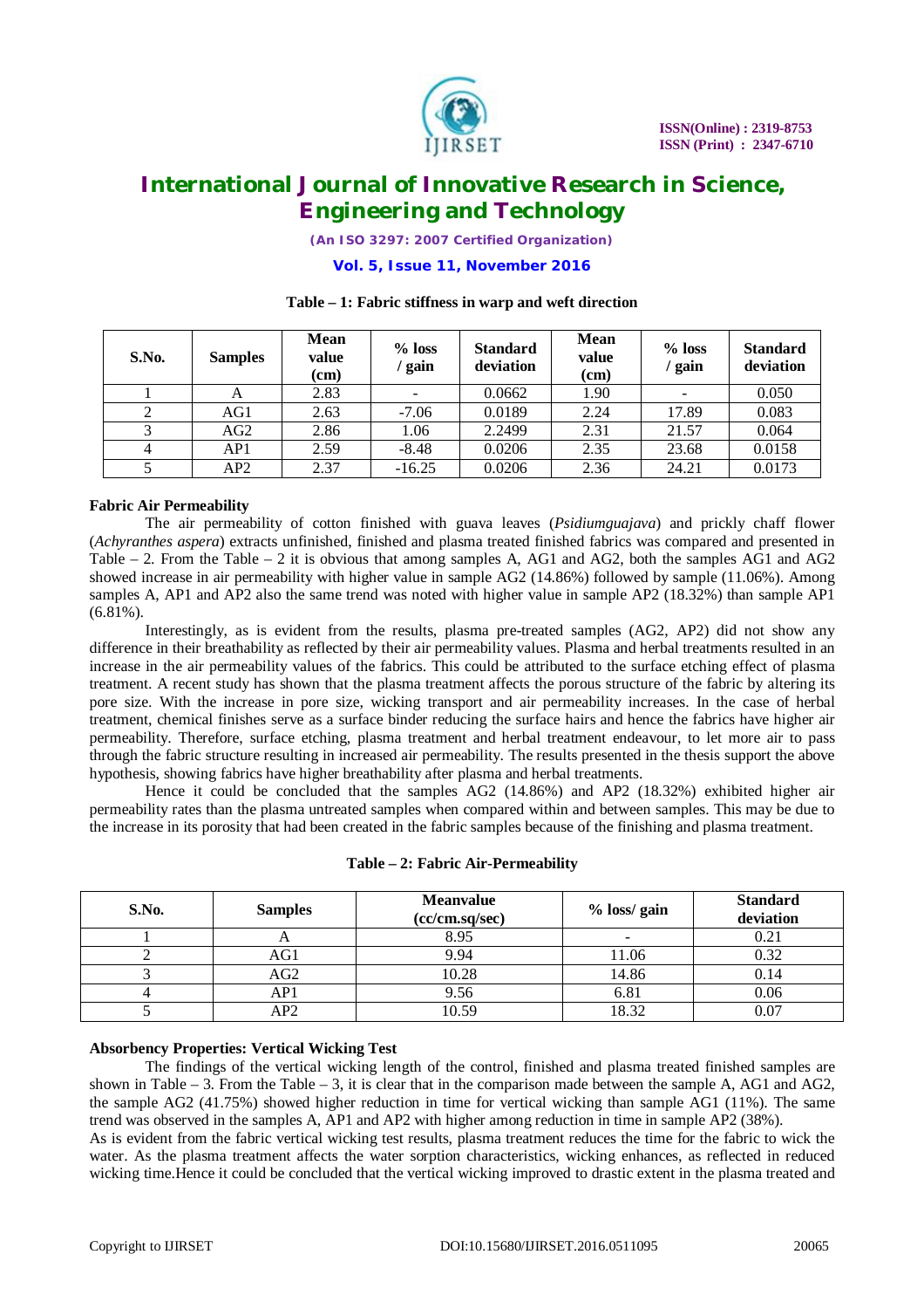**Table – 1: Fabric stiffness in warp and weft direction**

| S.No. | Samples | Mean value (cm) | % loss / gain | Standard deviation | Mean value (cm) | % loss / gain | Standard deviation |
|---|---|---|---|---|---|---|---|
| 1 | A | 2.83 | - | 0.0662 | 1.90 | - | 0.050 |
| 2 | AG1 | 2.63 | -7.06 | 0.0189 | 2.24 | 17.89 | 0.083 |
| 3 | AG2 | 2.86 | 1.06 | 2.2499 | 2.31 | 21.57 | 0.064 |
| 4 | AP1 | 2.59 | -8.48 | 0.0206 | 2.35 | 23.68 | 0.0158 |
| 5 | AP2 | 2.37 | -16.25 | 0.0206 | 2.36 | 24.21 | 0.0173 |

**Fabric Air Permeability**

The air permeability of cotton finished with guava leaves (*Psidiumguajava*) and prickly chaff flower (*Achyranthes aspera*) extracts unfinished, finished and plasma treated finished fabrics was compared and presented in Table – 2. From the Table – 2 it is obvious that among samples A, AG1 and AG2, both the samples AG1 and AG2 showed increase in air permeability with higher value in sample AG2 (14.86%) followed by sample (11.06%). Among samples A, AP1 and AP2 also the same trend was noted with higher value in sample AP2 (18.32%) than sample AP1 (6.81%).

Interestingly, as is evident from the results, plasma pre-treated samples (AG2, AP2) did not show any difference in their breathability as reflected by their air permeability values. Plasma and herbal treatments resulted in an increase in the air permeability values of the fabrics. This could be attributed to the surface etching effect of plasma treatment. A recent study has shown that the plasma treatment affects the porous structure of the fabric by altering its pore size. With the increase in pore size, wicking transport and air permeability increases. In the case of herbal treatment, chemical finishes serve as a surface binder reducing the surface hairs and hence the fabrics have higher air permeability. Therefore, surface etching, plasma treatment and herbal treatment endeavour, to let more air to pass through the fabric structure resulting in increased air permeability. The results presented in the thesis support the above hypothesis, showing fabrics have higher breathability after plasma and herbal treatments.

Hence it could be concluded that the samples AG2 (14.86%) and AP2 (18.32%) exhibited higher air permeability rates than the plasma untreated samples when compared within and between samples. This may be due to the increase in its porosity that had been created in the fabric samples because of the finishing and plasma treatment.

**Table – 2: Fabric Air-Permeability**

| S.No. | Samples | Meanvalue (cc/cm.sq/sec) | % loss/ gain | Standard deviation |
|---|---|---|---|---|
| 1 | A | 8.95 | - | 0.21 |
| 2 | AG1 | 9.94 | 11.06 | 0.32 |
| 3 | AG2 | 10.28 | 14.86 | 0.14 |
| 4 | AP1 | 9.56 | 6.81 | 0.06 |
| 5 | AP2 | 10.59 | 18.32 | 0.07 |

**Absorbency Properties: Vertical Wicking Test**

The findings of the vertical wicking length of the control, finished and plasma treated finished samples are shown in Table – 3. From the Table – 3, it is clear that in the comparison made between the sample A, AG1 and AG2, the sample AG2 (41.75%) showed higher reduction in time for vertical wicking than sample AG1 (11%). The same trend was observed in the samples A, AP1 and AP2 with higher among reduction in time in sample AP2 (38%).

As is evident from the fabric vertical wicking test results, plasma treatment reduces the time for the fabric to wick the water. As the plasma treatment affects the water sorption characteristics, wicking enhances, as reflected in reduced wicking time.Hence it could be concluded that the vertical wicking improved to drastic extent in the plasma treated and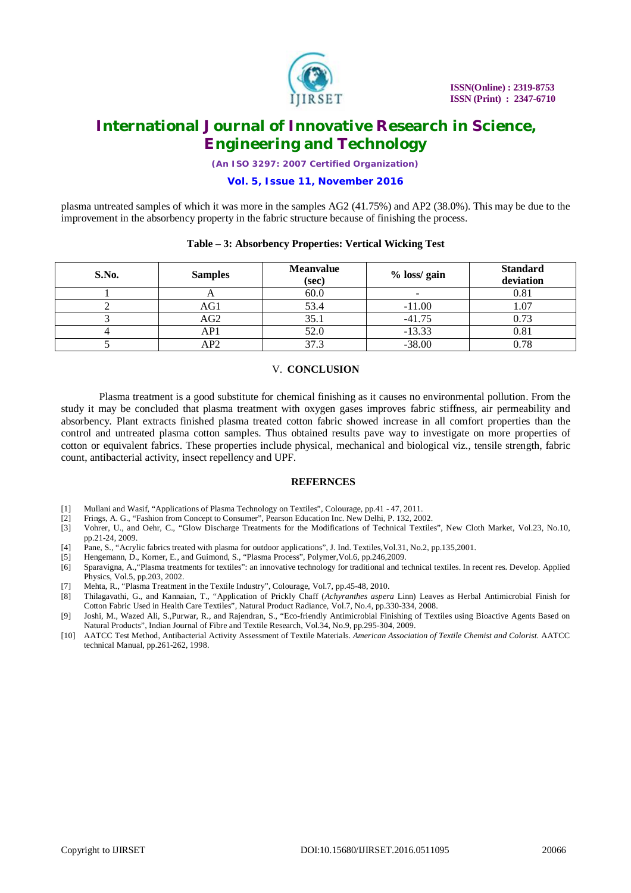plasma untreated samples of which it was more in the samples AG2 (41.75%) and AP2 (38.0%). This may be due to the improvement in the absorbency property in the fabric structure because of finishing the process.

**Table – 3: Absorbency Properties: Vertical Wicking Test**

| S.No. | Samples | Meanvalue (sec) | % loss/ gain | Standard deviation |
|---|---|---|---|---|
| 1 | A | 60.0 | - | 0.81 |
| 2 | AG1 | 53.4 | -11.00 | 1.07 |
| 3 | AG2 | 35.1 | -41.75 | 0.73 |
| 4 | AP1 | 52.0 | -13.33 | 0.81 |
| 5 | AP2 | 37.3 | -38.00 | 0.78 |

## V. CONCLUSION

Plasma treatment is a good substitute for chemical finishing as it causes no environmental pollution. From the study it may be concluded that plasma treatment with oxygen gases improves fabric stiffness, air permeability and absorbency. Plant extracts finished plasma treated cotton fabric showed increase in all comfort properties than the control and untreated plasma cotton samples. Thus obtained results pave way to investigate on more properties of cotton or equivalent fabrics. These properties include physical, mechanical and biological viz., tensile strength, fabric count, antibacterial activity, insect repellency and UPF.

## REFERNCES

[1] Mullani and Wasif, "Applications of Plasma Technology on Textiles", Colourage, pp.41 - 47, 2011.

[2] Frings, A. G., "Fashion from Concept to Consumer", Pearson Education Inc. New Delhi, P. 132, 2002.

[3] Vohrer, U., and Oehr, C., "Glow Discharge Treatments for the Modifications of Technical Textiles", New Cloth Market, Vol.23, No.10, pp.21-24, 2009.

[4] Pane, S., "Acrylic fabrics treated with plasma for outdoor applications", J. Ind. Textiles,Vol.31, No.2, pp.135,2001.

[5] Hengemann, D., Korner, E., and Guimond, S., "Plasma Process", Polymer,Vol.6, pp.246,2009.

[6] Sparavigna, A.,"Plasma treatments for textiles": an innovative technology for traditional and technical textiles. In recent res. Develop. Applied Physics, Vol.5, pp.203, 2002.

[7] Mehta, R., "Plasma Treatment in the Textile Industry", Colourage, Vol.7, pp.45-48, 2010.

[8] Thilagavathi, G., and Kannaian, T., "Application of Prickly Chaff (*Achyranthes aspera* Linn) Leaves as Herbal Antimicrobial Finish for Cotton Fabric Used in Health Care Textiles", Natural Product Radiance, Vol.7, No.4, pp.330-334, 2008.

[9] Joshi, M., Wazed Ali, S.,Purwar, R., and Rajendran, S., "Eco-friendly Antimicrobial Finishing of Textiles using Bioactive Agents Based on Natural Products", Indian Journal of Fibre and Textile Research, Vol.34, No.9, pp.295-304, 2009.

[10] AATCC Test Method, Antibacterial Activity Assessment of Textile Materials. *American Association of Textile Chemist and Colorist.* AATCC technical Manual, pp.261-262, 1998.